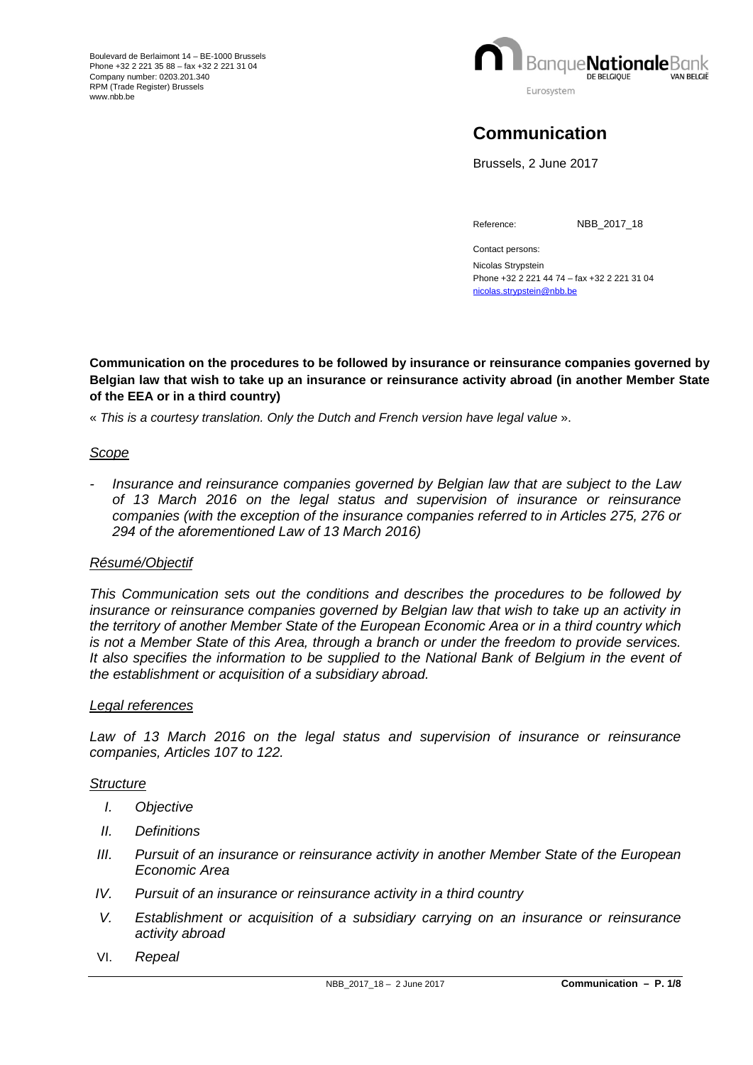Boulevard de Berlaimont 14 – BE-1000 Brussels
Phone +32 2 221 35 88 – fax +32 2 221 31 04
Company number: 0203.201.340
RPM (Trade Register) Brussels
www.nbb.be

# Communication

Brussels, 2 June 2017

Reference: NBB_2017_18

Contact persons:
Nicolas Strypstein
Phone +32 2 221 44 74 – fax +32 2 221 31 04
nicolas.strypstein@nbb.be

**Communication on the procedures to be followed by insurance or reinsurance companies governed by Belgian law that wish to take up an insurance or reinsurance activity abroad (in another Member State of the EEA or in a third country)**

« *This is a courtesy translation. Only the Dutch and French version have legal value* ».

## *Scope*

- *Insurance and reinsurance companies governed by Belgian law that are subject to the Law of 13 March 2016 on the legal status and supervision of insurance or reinsurance companies (with the exception of the insurance companies referred to in Articles 275, 276 or 294 of the aforementioned Law of 13 March 2016)*

## *Résumé/Objectif*

*This Communication sets out the conditions and describes the procedures to be followed by insurance or reinsurance companies governed by Belgian law that wish to take up an activity in the territory of another Member State of the European Economic Area or in a third country which is not a Member State of this Area, through a branch or under the freedom to provide services. It also specifies the information to be supplied to the National Bank of Belgium in the event of the establishment or acquisition of a subsidiary abroad.*

## *Legal references*

*Law of 13 March 2016 on the legal status and supervision of insurance or reinsurance companies, Articles 107 to 122.*

## *Structure*

I. *Objective*
II. *Definitions*
III. *Pursuit of an insurance or reinsurance activity in another Member State of the European Economic Area*
IV. *Pursuit of an insurance or reinsurance activity in a third country*
V. *Establishment or acquisition of a subsidiary carrying on an insurance or reinsurance activity abroad*
VI. *Repeal*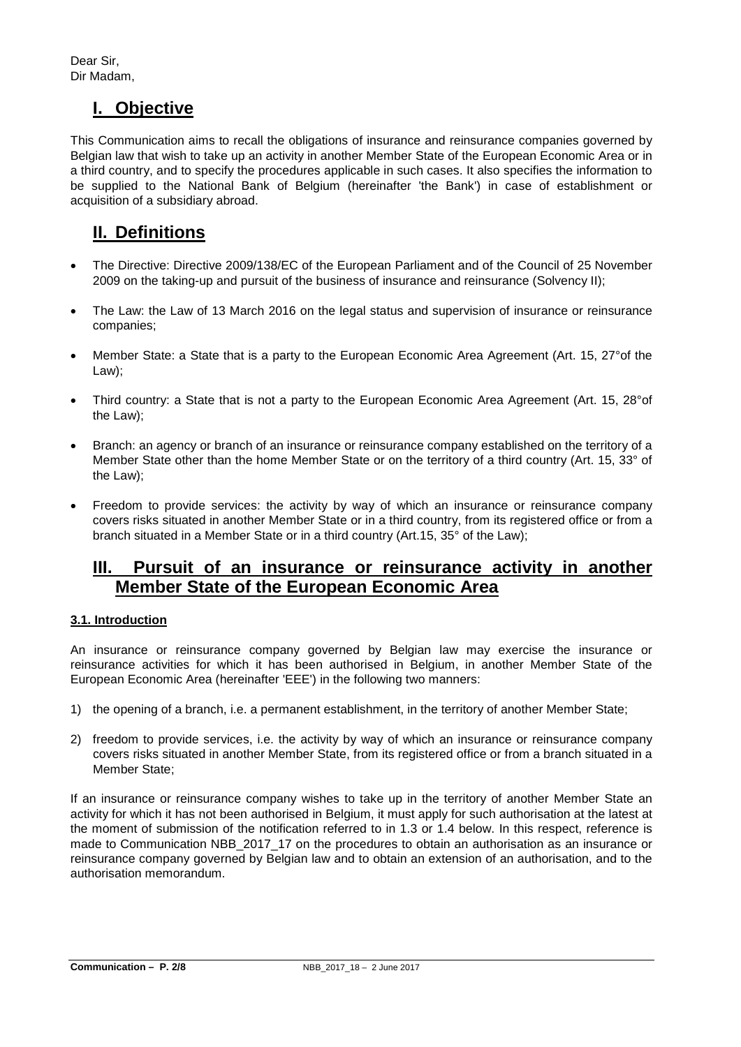Dear Sir,
Dir Madam,

# I. Objective

This Communication aims to recall the obligations of insurance and reinsurance companies governed by Belgian law that wish to take up an activity in another Member State of the European Economic Area or in a third country, and to specify the procedures applicable in such cases. It also specifies the information to be supplied to the National Bank of Belgium (hereinafter 'the Bank') in case of establishment or acquisition of a subsidiary abroad.

# II. Definitions

- The Directive: Directive 2009/138/EC of the European Parliament and of the Council of 25 November 2009 on the taking-up and pursuit of the business of insurance and reinsurance (Solvency II);
- The Law: the Law of 13 March 2016 on the legal status and supervision of insurance or reinsurance companies;
- Member State: a State that is a party to the European Economic Area Agreement (Art. 15, 27°of the Law);
- Third country: a State that is not a party to the European Economic Area Agreement (Art. 15, 28°of the Law);
- Branch: an agency or branch of an insurance or reinsurance company established on the territory of a Member State other than the home Member State or on the territory of a third country (Art. 15, 33° of the Law);
- Freedom to provide services: the activity by way of which an insurance or reinsurance company covers risks situated in another Member State or in a third country, from its registered office or from a branch situated in a Member State or in a third country (Art.15, 35° of the Law);

# III. Pursuit of an insurance or reinsurance activity in another Member State of the European Economic Area

### 3.1. Introduction

An insurance or reinsurance company governed by Belgian law may exercise the insurance or reinsurance activities for which it has been authorised in Belgium, in another Member State of the European Economic Area (hereinafter 'EEE') in the following two manners:

1) the opening of a branch, i.e. a permanent establishment, in the territory of another Member State;
2) freedom to provide services, i.e. the activity by way of which an insurance or reinsurance company covers risks situated in another Member State, from its registered office or from a branch situated in a Member State;

If an insurance or reinsurance company wishes to take up in the territory of another Member State an activity for which it has not been authorised in Belgium, it must apply for such authorisation at the latest at the moment of submission of the notification referred to in 1.3 or 1.4 below. In this respect, reference is made to Communication NBB_2017_17 on the procedures to obtain an authorisation as an insurance or reinsurance company governed by Belgian law and to obtain an extension of an authorisation, and to the authorisation memorandum.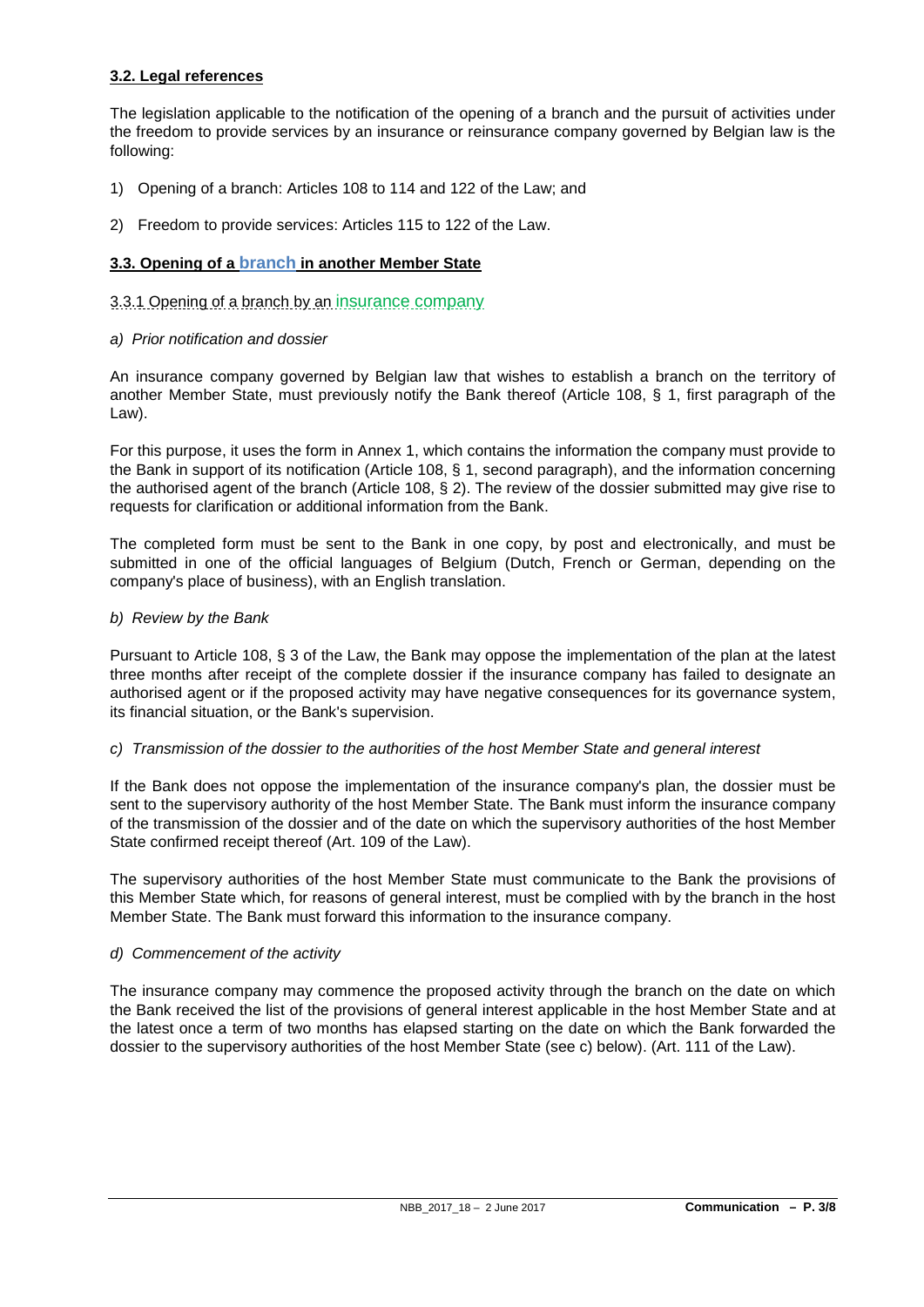### 3.2. Legal references

The legislation applicable to the notification of the opening of a branch and the pursuit of activities under the freedom to provide services by an insurance or reinsurance company governed by Belgian law is the following:

1) Opening of a branch: Articles 108 to 114 and 122 of the Law; and

2) Freedom to provide services: Articles 115 to 122 of the Law.

### 3.3. Opening of a branch in another Member State

#### 3.3.1 Opening of a branch by an insurance company

*a) Prior notification and dossier*

An insurance company governed by Belgian law that wishes to establish a branch on the territory of another Member State, must previously notify the Bank thereof (Article 108, § 1, first paragraph of the Law).

For this purpose, it uses the form in Annex 1, which contains the information the company must provide to the Bank in support of its notification (Article 108, § 1, second paragraph), and the information concerning the authorised agent of the branch (Article 108, § 2). The review of the dossier submitted may give rise to requests for clarification or additional information from the Bank.

The completed form must be sent to the Bank in one copy, by post and electronically, and must be submitted in one of the official languages of Belgium (Dutch, French or German, depending on the company's place of business), with an English translation.

*b) Review by the Bank*

Pursuant to Article 108, § 3 of the Law, the Bank may oppose the implementation of the plan at the latest three months after receipt of the complete dossier if the insurance company has failed to designate an authorised agent or if the proposed activity may have negative consequences for its governance system, its financial situation, or the Bank's supervision.

*c) Transmission of the dossier to the authorities of the host Member State and general interest*

If the Bank does not oppose the implementation of the insurance company's plan, the dossier must be sent to the supervisory authority of the host Member State. The Bank must inform the insurance company of the transmission of the dossier and of the date on which the supervisory authorities of the host Member State confirmed receipt thereof (Art. 109 of the Law).

The supervisory authorities of the host Member State must communicate to the Bank the provisions of this Member State which, for reasons of general interest, must be complied with by the branch in the host Member State. The Bank must forward this information to the insurance company.

*d) Commencement of the activity*

The insurance company may commence the proposed activity through the branch on the date on which the Bank received the list of the provisions of general interest applicable in the host Member State and at the latest once a term of two months has elapsed starting on the date on which the Bank forwarded the dossier to the supervisory authorities of the host Member State (see c) below). (Art. 111 of the Law).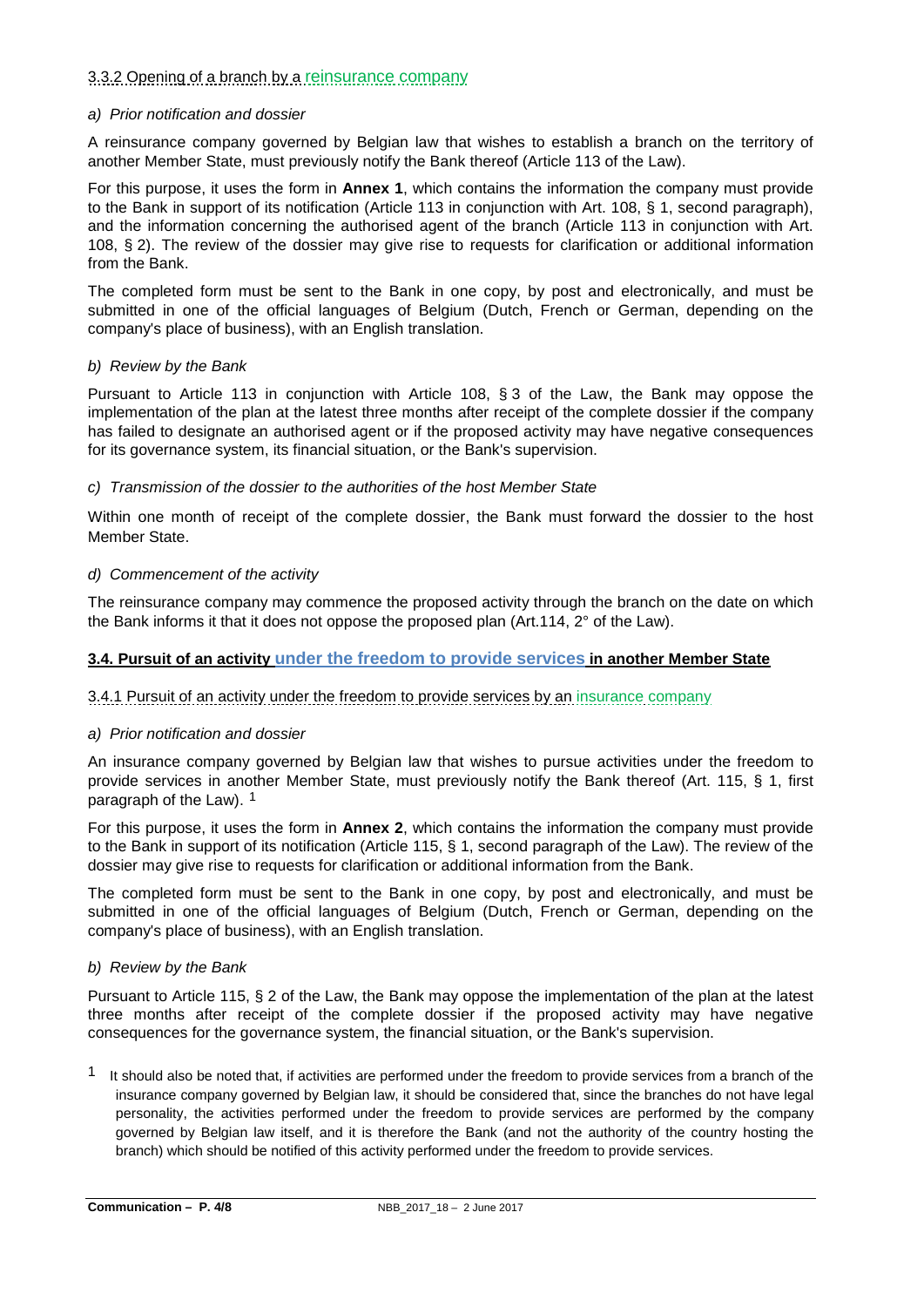### 3.3.2 Opening of a branch by a reinsurance company

*a) Prior notification and dossier*

A reinsurance company governed by Belgian law that wishes to establish a branch on the territory of another Member State, must previously notify the Bank thereof (Article 113 of the Law).

For this purpose, it uses the form in **Annex 1**, which contains the information the company must provide to the Bank in support of its notification (Article 113 in conjunction with Art. 108, § 1, second paragraph), and the information concerning the authorised agent of the branch (Article 113 in conjunction with Art. 108, § 2). The review of the dossier may give rise to requests for clarification or additional information from the Bank.

The completed form must be sent to the Bank in one copy, by post and electronically, and must be submitted in one of the official languages of Belgium (Dutch, French or German, depending on the company's place of business), with an English translation.

*b) Review by the Bank*

Pursuant to Article 113 in conjunction with Article 108, § 3 of the Law, the Bank may oppose the implementation of the plan at the latest three months after receipt of the complete dossier if the company has failed to designate an authorised agent or if the proposed activity may have negative consequences for its governance system, its financial situation, or the Bank's supervision.

*c) Transmission of the dossier to the authorities of the host Member State*

Within one month of receipt of the complete dossier, the Bank must forward the dossier to the host Member State.

*d) Commencement of the activity*

The reinsurance company may commence the proposed activity through the branch on the date on which the Bank informs it that it does not oppose the proposed plan (Art.114, 2° of the Law).

## 3.4. Pursuit of an activity under the freedom to provide services in another Member State

### 3.4.1 Pursuit of an activity under the freedom to provide services by an insurance company

*a) Prior notification and dossier*

An insurance company governed by Belgian law that wishes to pursue activities under the freedom to provide services in another Member State, must previously notify the Bank thereof (Art. 115, § 1, first paragraph of the Law). [1]

For this purpose, it uses the form in **Annex 2**, which contains the information the company must provide to the Bank in support of its notification (Article 115, § 1, second paragraph of the Law). The review of the dossier may give rise to requests for clarification or additional information from the Bank.

The completed form must be sent to the Bank in one copy, by post and electronically, and must be submitted in one of the official languages of Belgium (Dutch, French or German, depending on the company's place of business), with an English translation.

*b) Review by the Bank*

Pursuant to Article 115, § 2 of the Law, the Bank may oppose the implementation of the plan at the latest three months after receipt of the complete dossier if the proposed activity may have negative consequences for the governance system, the financial situation, or the Bank's supervision.

[1] It should also be noted that, if activities are performed under the freedom to provide services from a branch of the insurance company governed by Belgian law, it should be considered that, since the branches do not have legal personality, the activities performed under the freedom to provide services are performed by the company governed by Belgian law itself, and it is therefore the Bank (and not the authority of the country hosting the branch) which should be notified of this activity performed under the freedom to provide services.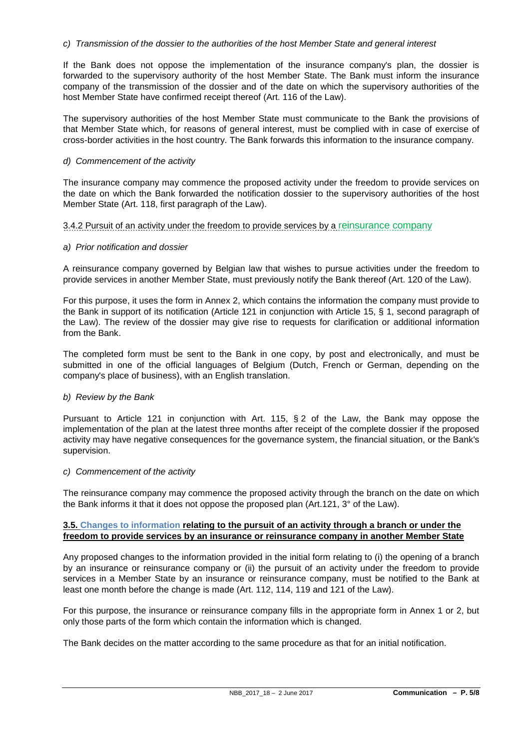*c) Transmission of the dossier to the authorities of the host Member State and general interest*

If the Bank does not oppose the implementation of the insurance company's plan, the dossier is forwarded to the supervisory authority of the host Member State. The Bank must inform the insurance company of the transmission of the dossier and of the date on which the supervisory authorities of the host Member State have confirmed receipt thereof (Art. 116 of the Law).

The supervisory authorities of the host Member State must communicate to the Bank the provisions of that Member State which, for reasons of general interest, must be complied with in case of exercise of cross-border activities in the host country. The Bank forwards this information to the insurance company.

*d) Commencement of the activity*

The insurance company may commence the proposed activity under the freedom to provide services on the date on which the Bank forwarded the notification dossier to the supervisory authorities of the host Member State (Art. 118, first paragraph of the Law).

3.4.2 Pursuit of an activity under the freedom to provide services by a reinsurance company

*a) Prior notification and dossier*

A reinsurance company governed by Belgian law that wishes to pursue activities under the freedom to provide services in another Member State, must previously notify the Bank thereof (Art. 120 of the Law).

For this purpose, it uses the form in Annex 2, which contains the information the company must provide to the Bank in support of its notification (Article 121 in conjunction with Article 15, § 1, second paragraph of the Law). The review of the dossier may give rise to requests for clarification or additional information from the Bank.

The completed form must be sent to the Bank in one copy, by post and electronically, and must be submitted in one of the official languages of Belgium (Dutch, French or German, depending on the company's place of business), with an English translation.

*b) Review by the Bank*

Pursuant to Article 121 in conjunction with Art. 115, § 2 of the Law, the Bank may oppose the implementation of the plan at the latest three months after receipt of the complete dossier if the proposed activity may have negative consequences for the governance system, the financial situation, or the Bank's supervision.

*c) Commencement of the activity*

The reinsurance company may commence the proposed activity through the branch on the date on which the Bank informs it that it does not oppose the proposed plan (Art.121, 3° of the Law).

**3.5. Changes to information relating to the pursuit of an activity through a branch or under the freedom to provide services by an insurance or reinsurance company in another Member State**

Any proposed changes to the information provided in the initial form relating to (i) the opening of a branch by an insurance or reinsurance company or (ii) the pursuit of an activity under the freedom to provide services in a Member State by an insurance or reinsurance company, must be notified to the Bank at least one month before the change is made (Art. 112, 114, 119 and 121 of the Law).

For this purpose, the insurance or reinsurance company fills in the appropriate form in Annex 1 or 2, but only those parts of the form which contain the information which is changed.

The Bank decides on the matter according to the same procedure as that for an initial notification.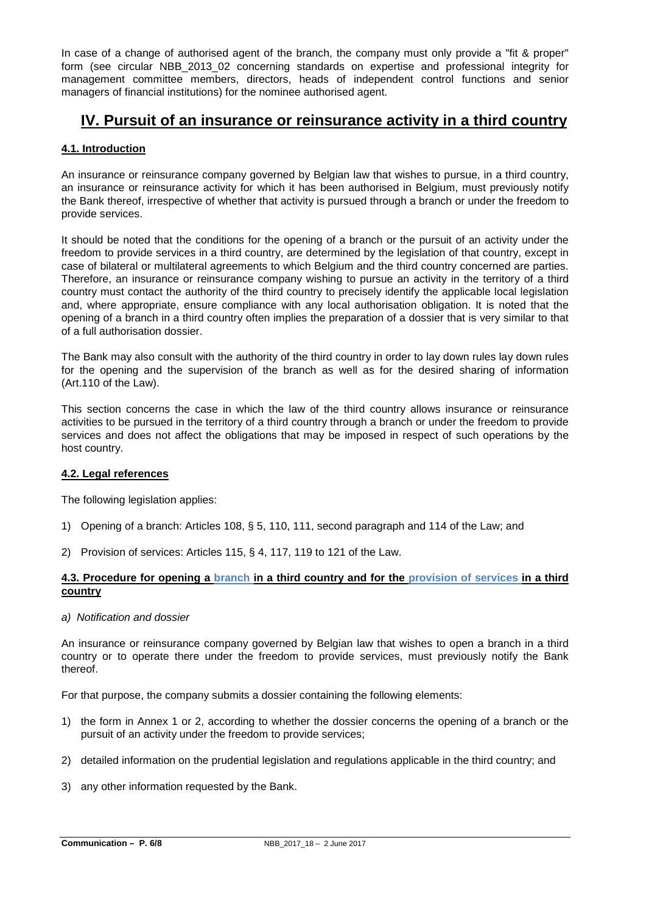In case of a change of authorised agent of the branch, the company must only provide a "fit & proper" form (see circular NBB_2013_02 concerning standards on expertise and professional integrity for management committee members, directors, heads of independent control functions and senior managers of financial institutions) for the nominee authorised agent.

# IV. Pursuit of an insurance or reinsurance activity in a third country

## 4.1. Introduction

An insurance or reinsurance company governed by Belgian law that wishes to pursue, in a third country, an insurance or reinsurance activity for which it has been authorised in Belgium, must previously notify the Bank thereof, irrespective of whether that activity is pursued through a branch or under the freedom to provide services.

It should be noted that the conditions for the opening of a branch or the pursuit of an activity under the freedom to provide services in a third country, are determined by the legislation of that country, except in case of bilateral or multilateral agreements to which Belgium and the third country concerned are parties. Therefore, an insurance or reinsurance company wishing to pursue an activity in the territory of a third country must contact the authority of the third country to precisely identify the applicable local legislation and, where appropriate, ensure compliance with any local authorisation obligation. It is noted that the opening of a branch in a third country often implies the preparation of a dossier that is very similar to that of a full authorisation dossier.

The Bank may also consult with the authority of the third country in order to lay down rules lay down rules for the opening and the supervision of the branch as well as for the desired sharing of information (Art.110 of the Law).

This section concerns the case in which the law of the third country allows insurance or reinsurance activities to be pursued in the territory of a third country through a branch or under the freedom to provide services and does not affect the obligations that may be imposed in respect of such operations by the host country.

## 4.2. Legal references

The following legislation applies:

1) Opening of a branch: Articles 108, § 5, 110, 111, second paragraph and 114 of the Law; and

2) Provision of services: Articles 115, § 4, 117, 119 to 121 of the Law.

## 4.3. Procedure for opening a branch in a third country and for the provision of services in a third country

*a) Notification and dossier*

An insurance or reinsurance company governed by Belgian law that wishes to open a branch in a third country or to operate there under the freedom to provide services, must previously notify the Bank thereof.

For that purpose, the company submits a dossier containing the following elements:

1) the form in Annex 1 or 2, according to whether the dossier concerns the opening of a branch or the pursuit of an activity under the freedom to provide services;

2) detailed information on the prudential legislation and regulations applicable in the third country; and

3) any other information requested by the Bank.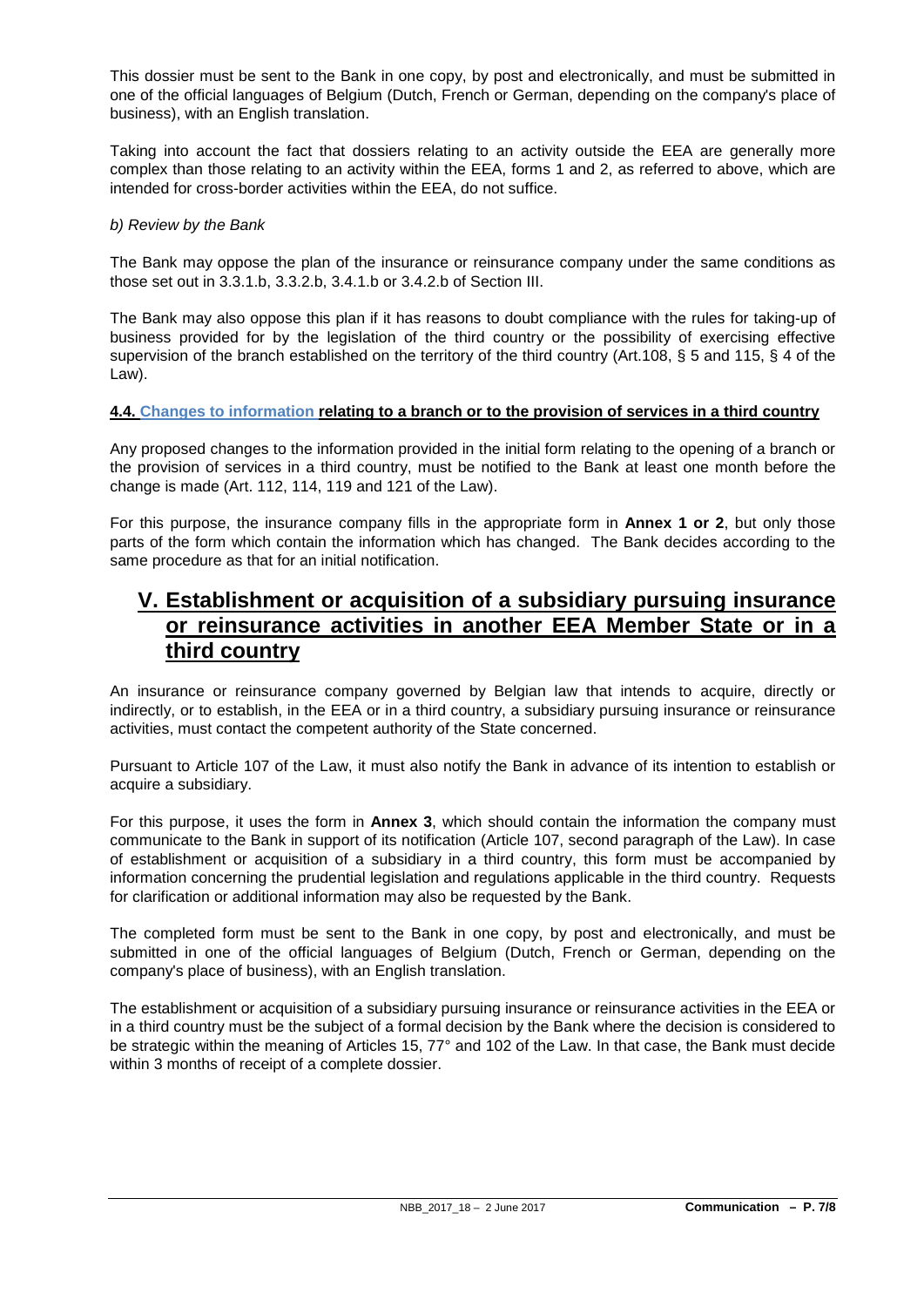This dossier must be sent to the Bank in one copy, by post and electronically, and must be submitted in one of the official languages of Belgium (Dutch, French or German, depending on the company's place of business), with an English translation.

Taking into account the fact that dossiers relating to an activity outside the EEA are generally more complex than those relating to an activity within the EEA, forms 1 and 2, as referred to above, which are intended for cross-border activities within the EEA, do not suffice.

*b) Review by the Bank*

The Bank may oppose the plan of the insurance or reinsurance company under the same conditions as those set out in 3.3.1.b, 3.3.2.b, 3.4.1.b or 3.4.2.b of Section III.

The Bank may also oppose this plan if it has reasons to doubt compliance with the rules for taking-up of business provided for by the legislation of the third country or the possibility of exercising effective supervision of the branch established on the territory of the third country (Art.108, § 5 and 115, § 4 of the Law).

#### **4.4. Changes to information relating to a branch or to the provision of services in a third country**

Any proposed changes to the information provided in the initial form relating to the opening of a branch or the provision of services in a third country, must be notified to the Bank at least one month before the change is made (Art. 112, 114, 119 and 121 of the Law).

For this purpose, the insurance company fills in the appropriate form in **Annex 1 or 2**, but only those parts of the form which contain the information which has changed. The Bank decides according to the same procedure as that for an initial notification.

## V. Establishment or acquisition of a subsidiary pursuing insurance or reinsurance activities in another EEA Member State or in a third country

An insurance or reinsurance company governed by Belgian law that intends to acquire, directly or indirectly, or to establish, in the EEA or in a third country, a subsidiary pursuing insurance or reinsurance activities, must contact the competent authority of the State concerned.

Pursuant to Article 107 of the Law, it must also notify the Bank in advance of its intention to establish or acquire a subsidiary.

For this purpose, it uses the form in **Annex 3**, which should contain the information the company must communicate to the Bank in support of its notification (Article 107, second paragraph of the Law). In case of establishment or acquisition of a subsidiary in a third country, this form must be accompanied by information concerning the prudential legislation and regulations applicable in the third country. Requests for clarification or additional information may also be requested by the Bank.

The completed form must be sent to the Bank in one copy, by post and electronically, and must be submitted in one of the official languages of Belgium (Dutch, French or German, depending on the company's place of business), with an English translation.

The establishment or acquisition of a subsidiary pursuing insurance or reinsurance activities in the EEA or in a third country must be the subject of a formal decision by the Bank where the decision is considered to be strategic within the meaning of Articles 15, 77° and 102 of the Law. In that case, the Bank must decide within 3 months of receipt of a complete dossier.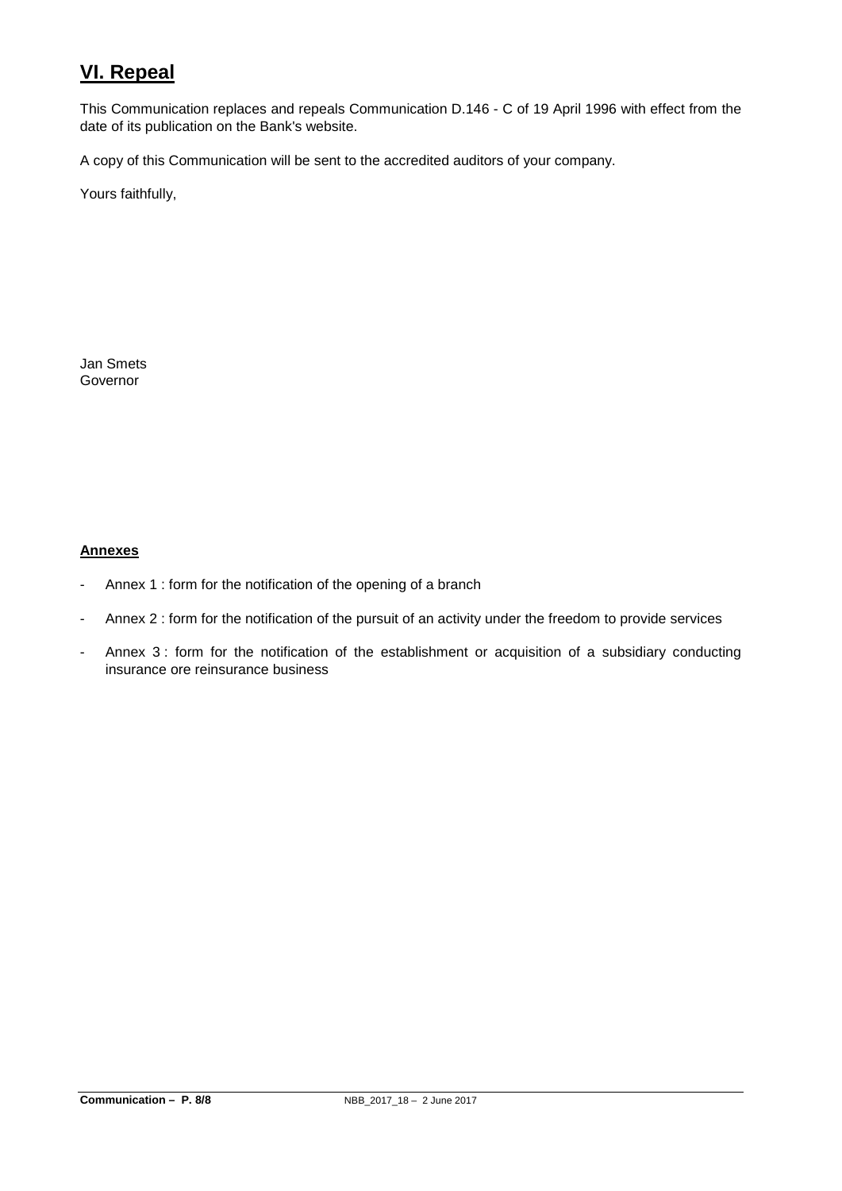## VI. Repeal

This Communication replaces and repeals Communication D.146 - C of 19 April 1996 with effect from the date of its publication on the Bank's website.

A copy of this Communication will be sent to the accredited auditors of your company.

Yours faithfully,

Jan Smets
Governor

**Annexes**

- Annex 1 : form for the notification of the opening of a branch
- Annex 2 : form for the notification of the pursuit of an activity under the freedom to provide services
- Annex 3 : form for the notification of the establishment or acquisition of a subsidiary conducting insurance ore reinsurance business